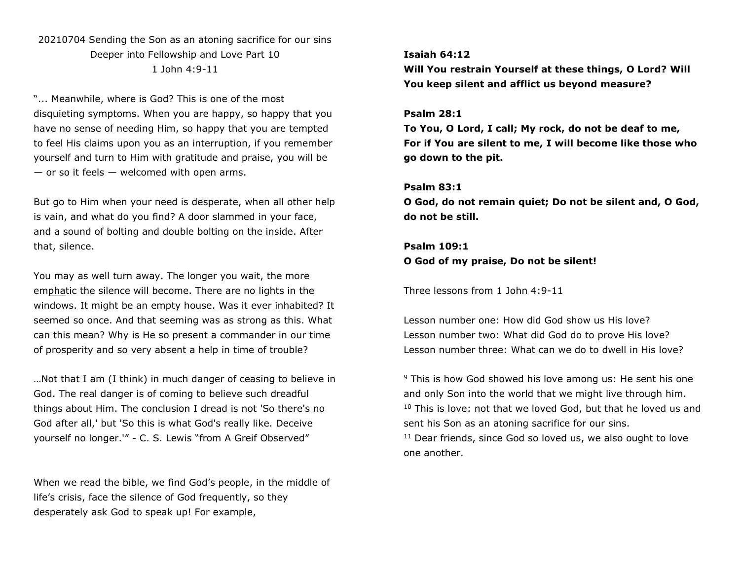20210704 Sending the Son as an atoning sacrifice for our sins
Deeper into Fellowship and Love Part 10
1 John 4:9-11

"... Meanwhile, where is God? This is one of the most disquieting symptoms. When you are happy, so happy that you have no sense of needing Him, so happy that you are tempted to feel His claims upon you as an interruption, if you remember yourself and turn to Him with gratitude and praise, you will be — or so it feels — welcomed with open arms.

But go to Him when your need is desperate, when all other help is vain, and what do you find? A door slammed in your face, and a sound of bolting and double bolting on the inside. After that, silence.

You may as well turn away. The longer you wait, the more emphatic the silence will become. There are no lights in the windows. It might be an empty house. Was it ever inhabited? It seemed so once. And that seeming was as strong as this. What can this mean? Why is He so present a commander in our time of prosperity and so very absent a help in time of trouble?

…Not that I am (I think) in much danger of ceasing to believe in God. The real danger is of coming to believe such dreadful things about Him. The conclusion I dread is not 'So there's no God after all,' but 'So this is what God's really like. Deceive yourself no longer.'" - C. S. Lewis "from A Greif Observed"

When we read the bible, we find God's people, in the middle of life's crisis, face the silence of God frequently, so they desperately ask God to speak up! For example,

**Isaiah 64:12**
**Will You restrain Yourself at these things, O Lord? Will You keep silent and afflict us beyond measure?**

**Psalm 28:1**
**To You, O Lord, I call; My rock, do not be deaf to me, For if You are silent to me, I will become like those who go down to the pit.**

**Psalm 83:1**
**O God, do not remain quiet; Do not be silent and, O God, do not be still.**

**Psalm 109:1**
**O God of my praise, Do not be silent!**

Three lessons from 1 John 4:9-11

Lesson number one: How did God show us His love?
Lesson number two: What did God do to prove His love?
Lesson number three: What can we do to dwell in His love?

[9] This is how God showed his love among us: He sent his one and only Son into the world that we might live through him.
[10] This is love: not that we loved God, but that he loved us and sent his Son as an atoning sacrifice for our sins.
[11] Dear friends, since God so loved us, we also ought to love one another.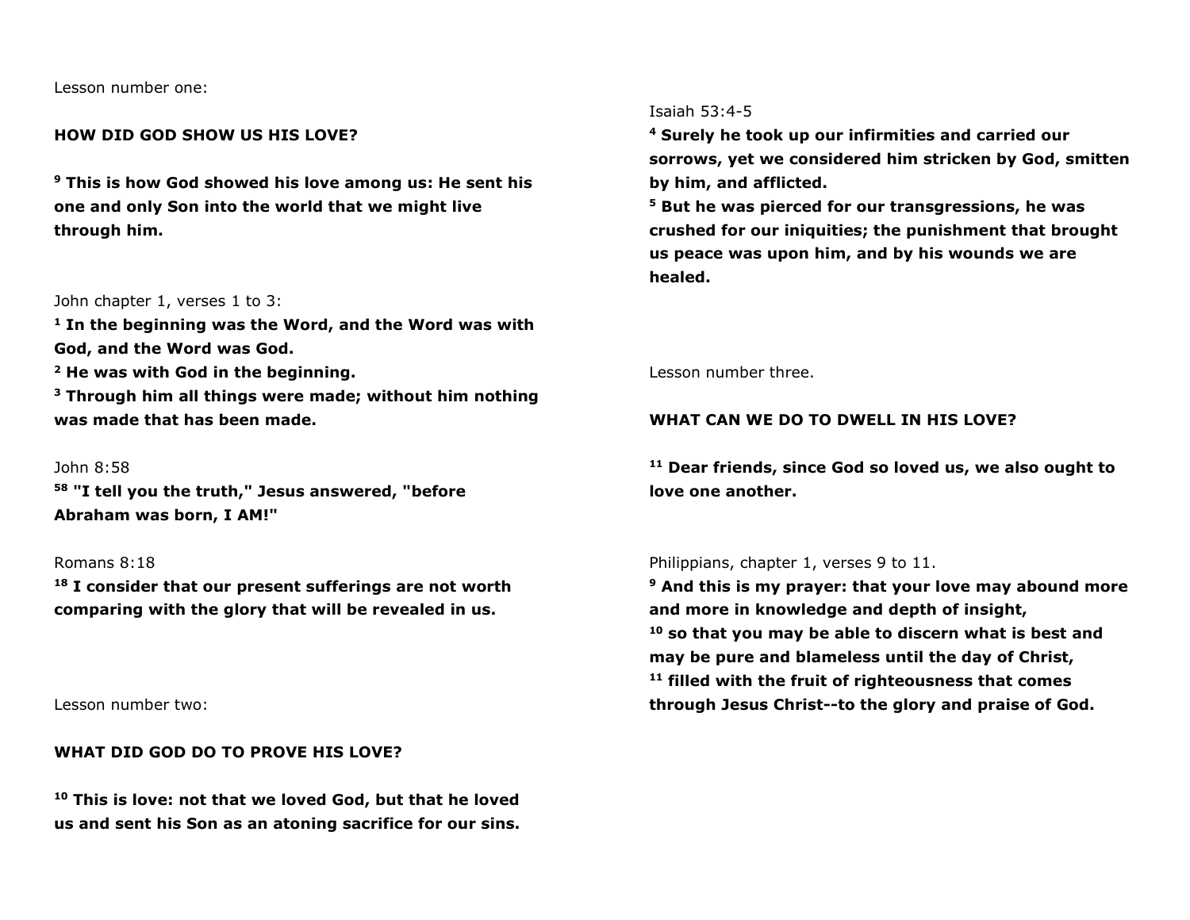Lesson number one:

**HOW DID GOD SHOW US HIS LOVE?**

**[9] This is how God showed his love among us: He sent his one and only Son into the world that we might live through him.**

John chapter 1, verses 1 to 3:

**[1] In the beginning was the Word, and the Word was with God, and the Word was God.**
**[2] He was with God in the beginning.**
**[3] Through him all things were made; without him nothing was made that has been made.**

John 8:58

**[58] "I tell you the truth," Jesus answered, "before Abraham was born, I AM!"**

Romans 8:18

**[18] I consider that our present sufferings are not worth comparing with the glory that will be revealed in us.**

Lesson number two:

**WHAT DID GOD DO TO PROVE HIS LOVE?**

**[10] This is love: not that we loved God, but that he loved us and sent his Son as an atoning sacrifice for our sins.**

Isaiah 53:4-5

**[4] Surely he took up our infirmities and carried our sorrows, yet we considered him stricken by God, smitten by him, and afflicted.**
**[5] But he was pierced for our transgressions, he was crushed for our iniquities; the punishment that brought us peace was upon him, and by his wounds we are healed.**

Lesson number three.

**WHAT CAN WE DO TO DWELL IN HIS LOVE?**

**[11] Dear friends, since God so loved us, we also ought to love one another.**

Philippians, chapter 1, verses 9 to 11.

**[9] And this is my prayer: that your love may abound more and more in knowledge and depth of insight,**
**[10] so that you may be able to discern what is best and may be pure and blameless until the day of Christ,**
**[11] filled with the fruit of righteousness that comes through Jesus Christ--to the glory and praise of God.**